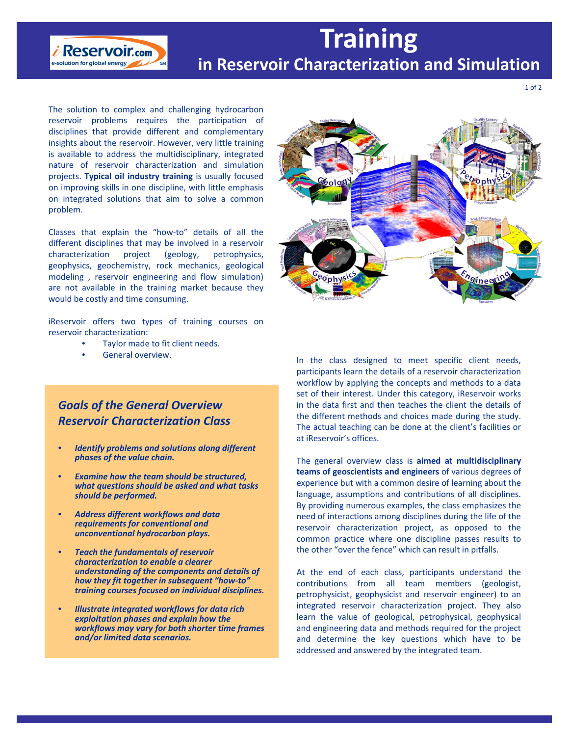# Training

## in Reservoir Characterization and Simulation

The solution to complex and challenging hydrocarbon reservoir problems requires the participation of disciplines that provide different and complementary insights about the reservoir. However, very little training is available to address the multidisciplinary, integrated nature of reservoir characterization and simulation projects. **Typical oil industry training** is usually focused on improving skills in one discipline, with little emphasis on integrated solutions that aim to solve a common problem.

Classes that explain the "how-to" details of all the different disciplines that may be involved in a reservoir characterization project (geology, petrophysics, geophysics, geochemistry, rock mechanics, geological modeling , reservoir engineering and flow simulation) are not available in the training market because they would be costly and time consuming.

iReservoir offers two types of training courses on reservoir characterization:

- Taylor made to fit client needs.
- General overview.

### *Goals of the General Overview Reservoir Characterization Class*

- ***Identify problems and solutions along different phases of the value chain.***
- ***Examine how the team should be structured, what questions should be asked and what tasks should be performed.***
- ***Address different workflows and data requirements for conventional and unconventional hydrocarbon plays.***
- ***Teach the fundamentals of reservoir characterization to enable a clearer understanding of the components and details of how they fit together in subsequent "how-to" training courses focused on individual disciplines.***
- ***Illustrate integrated workflows for data rich exploitation phases and explain how the workflows may vary for both shorter time frames and/or limited data scenarios.***

In the class designed to meet specific client needs, participants learn the details of a reservoir characterization workflow by applying the concepts and methods to a data set of their interest. Under this category, iReservoir works in the data first and then teaches the client the details of the different methods and choices made during the study. The actual teaching can be done at the client's facilities or at iReservoir's offices.

The general overview class is **aimed at multidisciplinary teams of geoscientists and engineers** of various degrees of experience but with a common desire of learning about the language, assumptions and contributions of all disciplines. By providing numerous examples, the class emphasizes the need of interactions among disciplines during the life of the reservoir characterization project, as opposed to the common practice where one discipline passes results to the other "over the fence" which can result in pitfalls.

At the end of each class, participants understand the contributions from all team members (geologist, petrophysicist, geophysicist and reservoir engineer) to an integrated reservoir characterization project. They also learn the value of geological, petrophysical, geophysical and engineering data and methods required for the project and determine the key questions which have to be addressed and answered by the integrated team.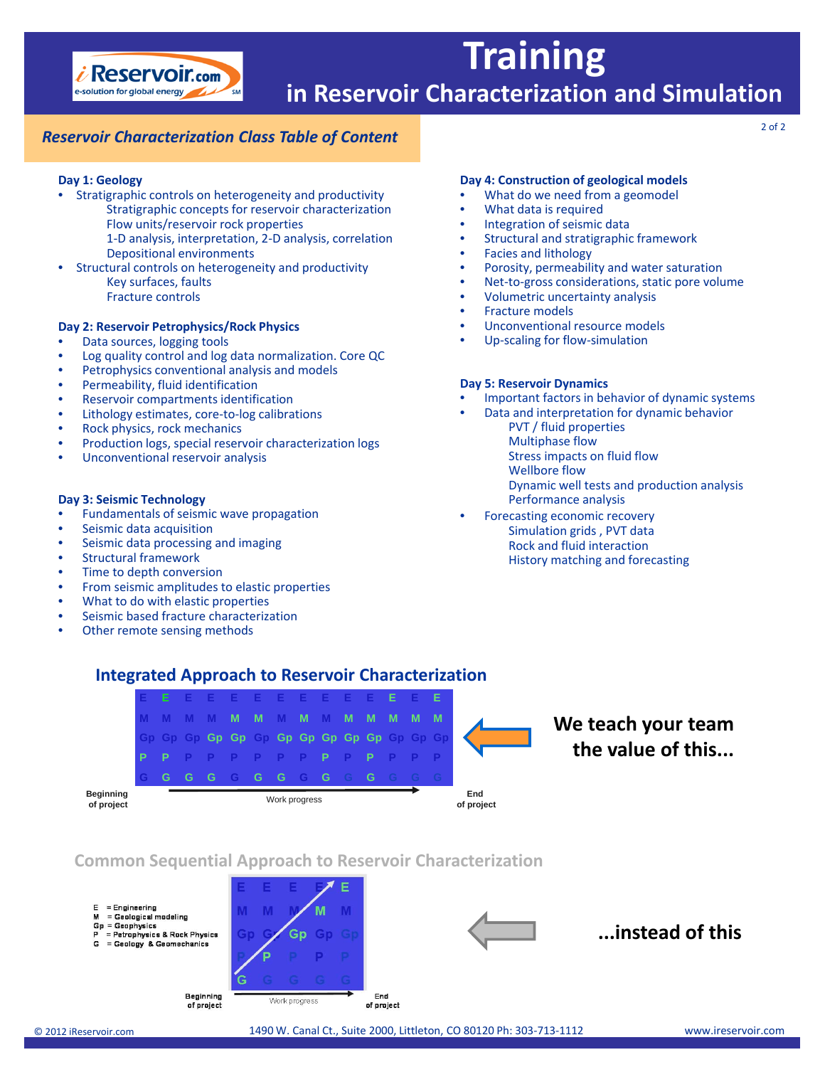# Training

## in Reservoir Characterization and Simulation

*Reservoir Characterization Class Table of Content*

**Day 1: Geology**

- Stratigraphic controls on heterogeneity and productivity
  - Stratigraphic concepts for reservoir characterization
  - Flow units/reservoir rock properties
  - 1-D analysis, interpretation, 2-D analysis, correlation
  - Depositional environments
- Structural controls on heterogeneity and productivity
  - Key surfaces, faults
  - Fracture controls

**Day 2: Reservoir Petrophysics/Rock Physics**

- Data sources, logging tools
- Log quality control and log data normalization. Core QC
- Petrophysics conventional analysis and models
- Permeability, fluid identification
- Reservoir compartments identification
- Lithology estimates, core-to-log calibrations
- Rock physics, rock mechanics
- Production logs, special reservoir characterization logs
- Unconventional reservoir analysis

**Day 3: Seismic Technology**

- Fundamentals of seismic wave propagation
- Seismic data acquisition
- Seismic data processing and imaging
- Structural framework
- Time to depth conversion
- From seismic amplitudes to elastic properties
- What to do with elastic properties
- Seismic based fracture characterization
- Other remote sensing methods

**Day 4: Construction of geological models**

- What do we need from a geomodel
- What data is required
- Integration of seismic data
- Structural and stratigraphic framework
- Facies and lithology
- Porosity, permeability and water saturation
- Net-to-gross considerations, static pore volume
- Volumetric uncertainty analysis
- Fracture models
- Unconventional resource models
- Up-scaling for flow-simulation

**Day 5: Reservoir Dynamics**

- Important factors in behavior of dynamic systems
- Data and interpretation for dynamic behavior
  - PVT / fluid properties
  - Multiphase flow
  - Stress impacts on fluid flow
  - Wellbore flow
  - Dynamic well tests and production analysis
  - Performance analysis
- Forecasting economic recovery
  - Simulation grids , PVT data
  - Rock and fluid interaction
  - History matching and forecasting

## Integrated Approach to Reservoir Characterization

E E E E E E E E E E E E E E
M M M M M M M M M M M M M M
Gp Gp Gp Gp Gp Gp Gp Gp Gp Gp Gp Gp Gp Gp
P P P P P P P P P P P P P P
G G G G G G G G G G G G G G

Beginning of project — Work progress — End of project

**We teach your team the value of this...**

## Common Sequential Approach to Reservoir Characterization

E = Engineering
M = Geological modeling
Gp = Geophysics
P = Petrophysics & Rock Physics
G = Geology & Geomechanics

E E E E E
M M M M M
Gp Gp Gp Gp Gp
P P P P P
G G G G G

Beginning of project — Work progress — End of project

**...instead of this**

© 2012 iReservoir.com — 1490 W. Canal Ct., Suite 2000, Littleton, CO 80120 Ph: 303-713-1112 — www.ireservoir.com